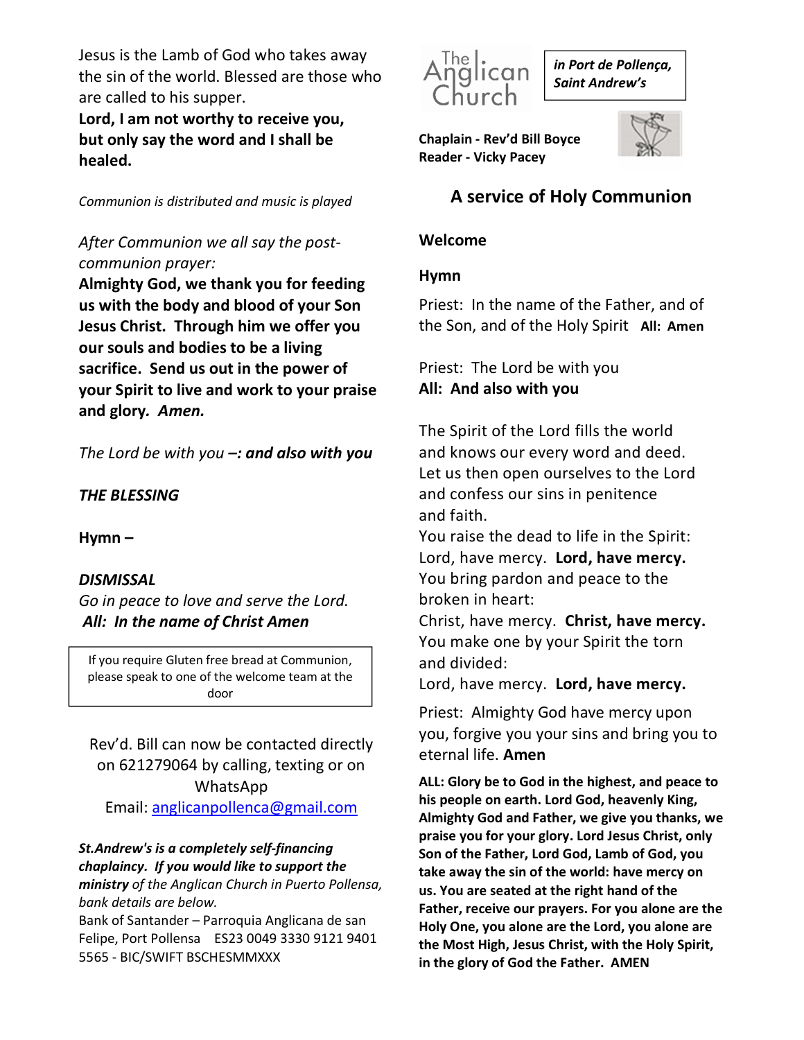Jesus is the Lamb of God who takes away the sin of the world. Blessed are those who are called to his supper.

**Lord, I am not worthy to receive you, but only say the word and I shall be healed.**

*Communion is distributed and music is played*

*After Communion we all say the post-communion prayer:*

**Almighty God, we thank you for feeding us with the body and blood of your Son Jesus Christ. Through him we offer you our souls and bodies to be a living sacrifice. Send us out in the power of your Spirit to live and work to your praise and glory*. Amen.***

*The Lord be with you* **–*: and also with you***

***THE BLESSING***

**Hymn –**

***DISMISSAL***

*Go in peace to love and serve the Lord.*

***All: In the name of Christ Amen***

> If you require Gluten free bread at Communion, please speak to one of the welcome team at the door

Rev'd. Bill can now be contacted directly on 621279064 by calling, texting or on WhatsApp

Email: anglicanpollenca@gmail.com

***St.Andrew's is a completely self-financing chaplaincy. If you would like to support the ministry*** *of the Anglican Church in Puerto Pollensa, bank details are below.*

Bank of Santander – Parroquia Anglicana de san Felipe, Port Pollensa ES23 0049 3330 9121 9401 5565 - BIC/SWIFT BSCHESMMXXX

The Anglican Church

***in Port de Pollença, Saint Andrew's***

**Chaplain - Rev'd Bill Boyce**

**Reader - Vicky Pacey**

## A service of Holy Communion

**Welcome**

**Hymn**

Priest: In the name of the Father, and of the Son, and of the Holy Spirit **All: Amen**

Priest: The Lord be with you

**All: And also with you**

The Spirit of the Lord fills the world
and knows our every word and deed.
Let us then open ourselves to the Lord
and confess our sins in penitence
and faith.

You raise the dead to life in the Spirit:
Lord, have mercy. **Lord, have mercy.**

You bring pardon and peace to the broken in heart:
Christ, have mercy. **Christ, have mercy.**

You make one by your Spirit the torn and divided:
Lord, have mercy. **Lord, have mercy.**

Priest: Almighty God have mercy upon you, forgive you your sins and bring you to eternal life. **Amen**

**ALL: Glory be to God in the highest, and peace to his people on earth. Lord God, heavenly King, Almighty God and Father, we give you thanks, we praise you for your glory. Lord Jesus Christ, only Son of the Father, Lord God, Lamb of God, you take away the sin of the world: have mercy on us. You are seated at the right hand of the Father, receive our prayers. For you alone are the Holy One, you alone are the Lord, you alone are the Most High, Jesus Christ, with the Holy Spirit, in the glory of God the Father. AMEN**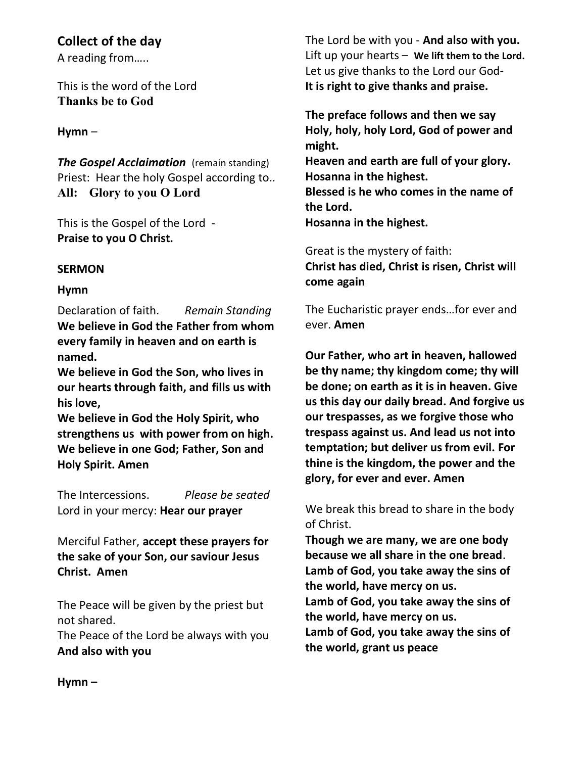## Collect of the day

A reading from…..

This is the word of the Lord
**Thanks be to God**

**Hymn** –

***The Gospel Acclaimation*** (remain standing)
Priest: Hear the holy Gospel according to..
**All: Glory to you O Lord**

This is the Gospel of the Lord -
**Praise to you O Christ.**

**SERMON**

**Hymn**

Declaration of faith. *Remain Standing*
**We believe in God the Father from whom every family in heaven and on earth is named.**
**We believe in God the Son, who lives in our hearts through faith, and fills us with his love,**
**We believe in God the Holy Spirit, who strengthens us with power from on high.**
**We believe in one God; Father, Son and Holy Spirit. Amen**

The Intercessions. *Please be seated*
Lord in your mercy: **Hear our prayer**

Merciful Father, **accept these prayers for the sake of your Son, our saviour Jesus Christ. Amen**

The Peace will be given by the priest but not shared.
The Peace of the Lord be always with you
**And also with you**

**Hymn –**

The Lord be with you - **And also with you.**
Lift up your hearts – **We lift them to the Lord.**
Let us give thanks to the Lord our God-
**It is right to give thanks and praise.**

**The preface follows and then we say**
**Holy, holy, holy Lord, God of power and might.**
**Heaven and earth are full of your glory.**
**Hosanna in the highest.**
**Blessed is he who comes in the name of the Lord.**
**Hosanna in the highest.**

Great is the mystery of faith:
**Christ has died, Christ is risen, Christ will come again**

The Eucharistic prayer ends…for ever and ever. **Amen**

**Our Father, who art in heaven, hallowed be thy name; thy kingdom come; thy will be done; on earth as it is in heaven. Give us this day our daily bread. And forgive us our trespasses, as we forgive those who trespass against us. And lead us not into temptation; but deliver us from evil. For thine is the kingdom, the power and the glory, for ever and ever. Amen**

We break this bread to share in the body of Christ.
**Though we are many, we are one body because we all share in the one bread**.
**Lamb of God, you take away the sins of the world, have mercy on us.**
**Lamb of God, you take away the sins of the world, have mercy on us.**
**Lamb of God, you take away the sins of the world, grant us peace**